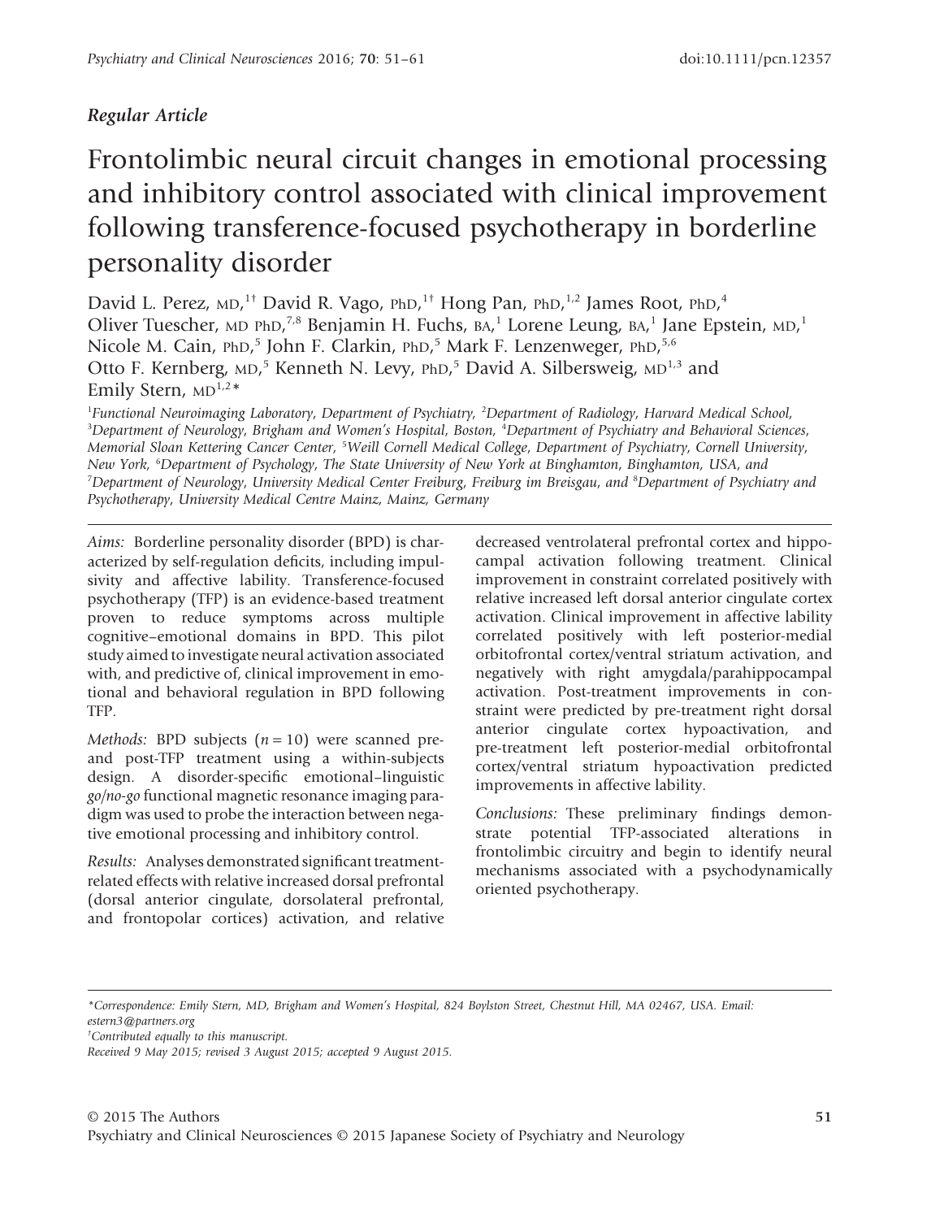*Regular Article*

# Frontolimbic neural circuit changes in emotional processing and inhibitory control associated with clinical improvement following transference-focused psychotherapy in borderline personality disorder

David L. Perez, MD,[1†] David R. Vago, PhD,[1†] Hong Pan, PhD,[1,2] James Root, PhD,[4] Oliver Tuescher, MD PhD,[7,8] Benjamin H. Fuchs, BA,[1] Lorene Leung, BA,[1] Jane Epstein, MD,[1] Nicole M. Cain, PhD,[5] John F. Clarkin, PhD,[5] Mark F. Lenzenweger, PhD,[5,6] Otto F. Kernberg, MD,[5] Kenneth N. Levy, PhD,[5] David A. Silbersweig, MD[1,3] and Emily Stern, MD[1,2]*

[1]*Functional Neuroimaging Laboratory, Department of Psychiatry,* [2]*Department of Radiology, Harvard Medical School,* [3]*Department of Neurology, Brigham and Women's Hospital, Boston,* [4]*Department of Psychiatry and Behavioral Sciences, Memorial Sloan Kettering Cancer Center,* [5]*Weill Cornell Medical College, Department of Psychiatry, Cornell University, New York,* [6]*Department of Psychology, The State University of New York at Binghamton, Binghamton, USA, and* [7]*Department of Neurology, University Medical Center Freiburg, Freiburg im Breisgau, and* [8]*Department of Psychiatry and Psychotherapy, University Medical Centre Mainz, Mainz, Germany*

*Aims:* Borderline personality disorder (BPD) is characterized by self-regulation deficits, including impulsivity and affective lability. Transference-focused psychotherapy (TFP) is an evidence-based treatment proven to reduce symptoms across multiple cognitive–emotional domains in BPD. This pilot study aimed to investigate neural activation associated with, and predictive of, clinical improvement in emotional and behavioral regulation in BPD following TFP.

*Methods:* BPD subjects ($n = 10$) were scanned pre- and post-TFP treatment using a within-subjects design. A disorder-specific emotional–linguistic *go/no-go* functional magnetic resonance imaging paradigm was used to probe the interaction between negative emotional processing and inhibitory control.

*Results:* Analyses demonstrated significant treatment-related effects with relative increased dorsal prefrontal (dorsal anterior cingulate, dorsolateral prefrontal, and frontopolar cortices) activation, and relative decreased ventrolateral prefrontal cortex and hippocampal activation following treatment. Clinical improvement in constraint correlated positively with relative increased left dorsal anterior cingulate cortex activation. Clinical improvement in affective lability correlated positively with left posterior-medial orbitofrontal cortex/ventral striatum activation, and negatively with right amygdala/parahippocampal activation. Post-treatment improvements in constraint were predicted by pre-treatment right dorsal anterior cingulate cortex hypoactivation, and pre-treatment left posterior-medial orbitofrontal cortex/ventral striatum hypoactivation predicted improvements in affective lability.

*Conclusions:* These preliminary findings demonstrate potential TFP-associated alterations in frontolimbic circuitry and begin to identify neural mechanisms associated with a psychodynamically oriented psychotherapy.

*Correspondence: Emily Stern, MD, Brigham and Women's Hospital, 824 Boylston Street, Chestnut Hill, MA 02467, USA. Email: estern3@partners.org

†Contributed equally to this manuscript.

Received 9 May 2015; revised 3 August 2015; accepted 9 August 2015.

© 2015 The Authors
Psychiatry and Clinical Neurosciences © 2015 Japanese Society of Psychiatry and Neurology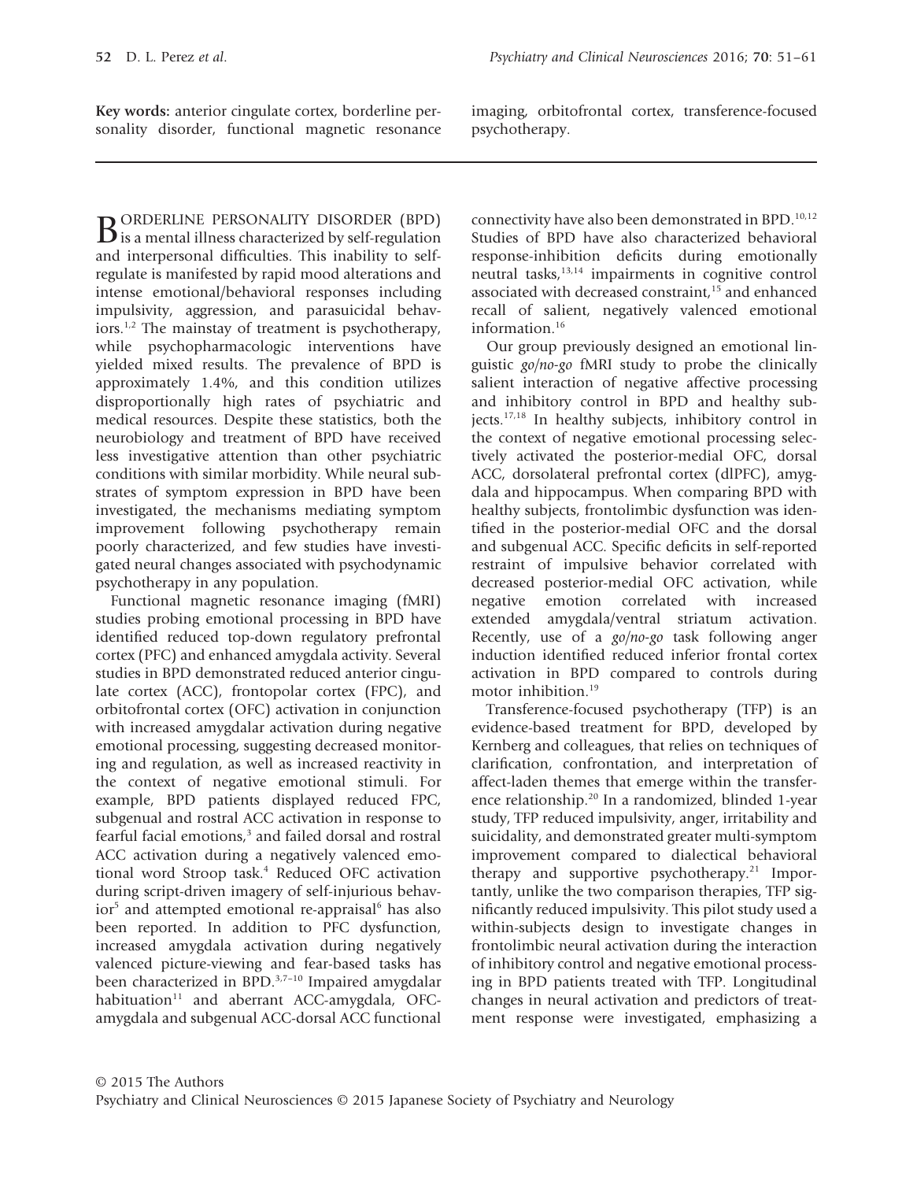**Key words:** anterior cingulate cortex, borderline personality disorder, functional magnetic resonance imaging, orbitofrontal cortex, transference-focused psychotherapy.

BORDERLINE PERSONALITY DISORDER (BPD) is a mental illness characterized by self-regulation and interpersonal difficulties. This inability to self-regulate is manifested by rapid mood alterations and intense emotional/behavioral responses including impulsivity, aggression, and parasuicidal behaviors.[1,2] The mainstay of treatment is psychotherapy, while psychopharmacologic interventions have yielded mixed results. The prevalence of BPD is approximately 1.4%, and this condition utilizes disproportionally high rates of psychiatric and medical resources. Despite these statistics, both the neurobiology and treatment of BPD have received less investigative attention than other psychiatric conditions with similar morbidity. While neural substrates of symptom expression in BPD have been investigated, the mechanisms mediating symptom improvement following psychotherapy remain poorly characterized, and few studies have investigated neural changes associated with psychodynamic psychotherapy in any population.

Functional magnetic resonance imaging (fMRI) studies probing emotional processing in BPD have identified reduced top-down regulatory prefrontal cortex (PFC) and enhanced amygdala activity. Several studies in BPD demonstrated reduced anterior cingulate cortex (ACC), frontopolar cortex (FPC), and orbitofrontal cortex (OFC) activation in conjunction with increased amygdalar activation during negative emotional processing, suggesting decreased monitoring and regulation, as well as increased reactivity in the context of negative emotional stimuli. For example, BPD patients displayed reduced FPC, subgenual and rostral ACC activation in response to fearful facial emotions,[3] and failed dorsal and rostral ACC activation during a negatively valenced emotional word Stroop task.[4] Reduced OFC activation during script-driven imagery of self-injurious behavior[5] and attempted emotional re-appraisal[6] has also been reported. In addition to PFC dysfunction, increased amygdala activation during negatively valenced picture-viewing and fear-based tasks has been characterized in BPD.[3,7–10] Impaired amygdalar habituation[11] and aberrant ACC-amygdala, OFC-amygdala and subgenual ACC-dorsal ACC functional connectivity have also been demonstrated in BPD.[10,12] Studies of BPD have also characterized behavioral response-inhibition deficits during emotionally neutral tasks,[13,14] impairments in cognitive control associated with decreased constraint,[15] and enhanced recall of salient, negatively valenced emotional information.[16]

Our group previously designed an emotional linguistic *go/no-go* fMRI study to probe the clinically salient interaction of negative affective processing and inhibitory control in BPD and healthy subjects.[17,18] In healthy subjects, inhibitory control in the context of negative emotional processing selectively activated the posterior-medial OFC, dorsal ACC, dorsolateral prefrontal cortex (dlPFC), amygdala and hippocampus. When comparing BPD with healthy subjects, frontolimbic dysfunction was identified in the posterior-medial OFC and the dorsal and subgenual ACC. Specific deficits in self-reported restraint of impulsive behavior correlated with decreased posterior-medial OFC activation, while negative emotion correlated with increased extended amygdala/ventral striatum activation. Recently, use of a *go/no-go* task following anger induction identified reduced inferior frontal cortex activation in BPD compared to controls during motor inhibition.[19]

Transference-focused psychotherapy (TFP) is an evidence-based treatment for BPD, developed by Kernberg and colleagues, that relies on techniques of clarification, confrontation, and interpretation of affect-laden themes that emerge within the transference relationship.[20] In a randomized, blinded 1-year study, TFP reduced impulsivity, anger, irritability and suicidality, and demonstrated greater multi-symptom improvement compared to dialectical behavioral therapy and supportive psychotherapy.[21] Importantly, unlike the two comparison therapies, TFP significantly reduced impulsivity. This pilot study used a within-subjects design to investigate changes in frontolimbic neural activation during the interaction of inhibitory control and negative emotional processing in BPD patients treated with TFP. Longitudinal changes in neural activation and predictors of treatment response were investigated, emphasizing a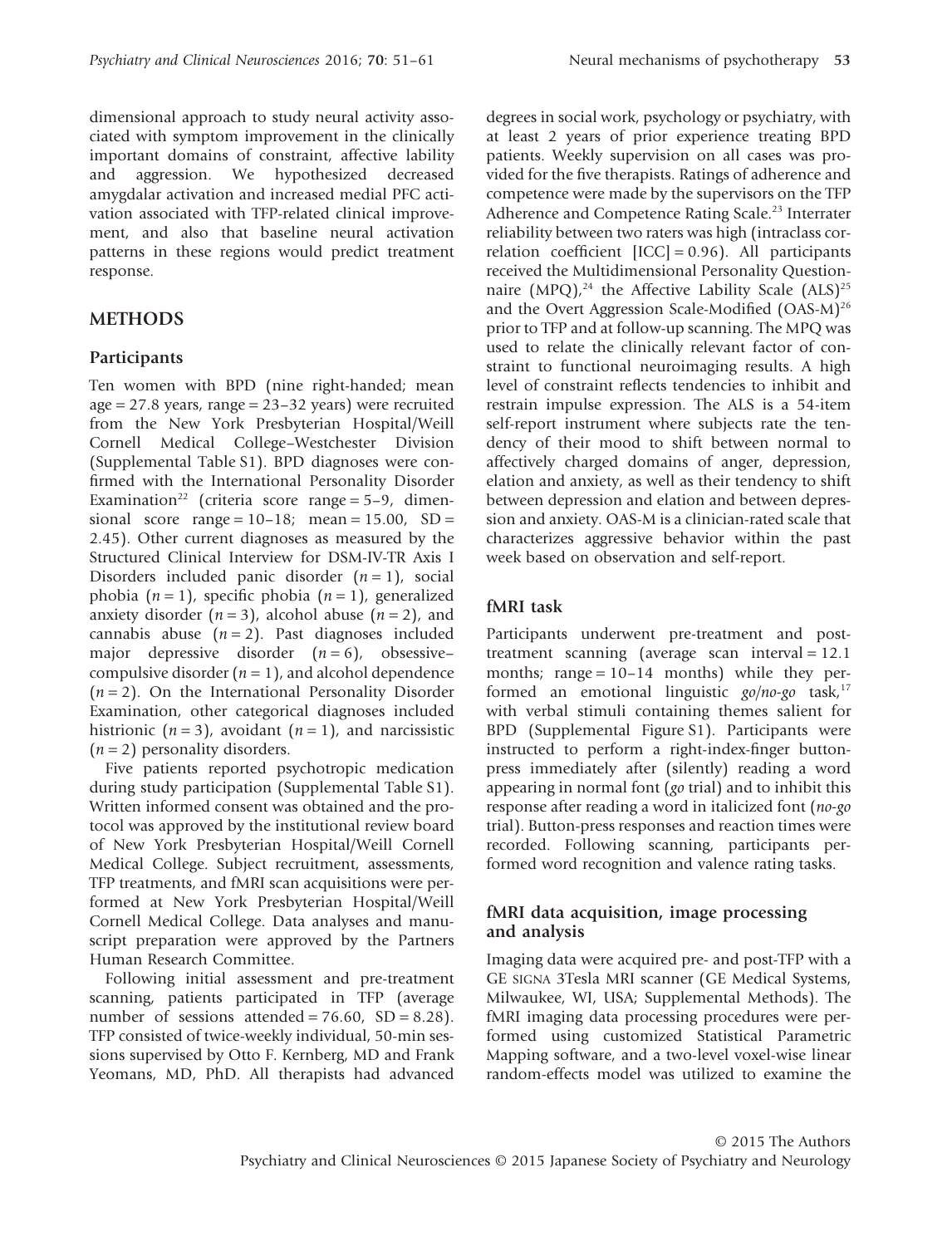dimensional approach to study neural activity associated with symptom improvement in the clinically important domains of constraint, affective lability and aggression. We hypothesized decreased amygdalar activation and increased medial PFC activation associated with TFP-related clinical improvement, and also that baseline neural activation patterns in these regions would predict treatment response.

## METHODS

### Participants

Ten women with BPD (nine right-handed; mean age = 27.8 years, range = 23–32 years) were recruited from the New York Presbyterian Hospital/Weill Cornell Medical College–Westchester Division (Supplemental Table S1). BPD diagnoses were confirmed with the International Personality Disorder Examination[22] (criteria score range = 5–9, dimensional score range = 10–18; mean = 15.00, SD = 2.45). Other current diagnoses as measured by the Structured Clinical Interview for DSM-IV-TR Axis I Disorders included panic disorder ($n = 1$), social phobia ($n = 1$), specific phobia ($n = 1$), generalized anxiety disorder ($n = 3$), alcohol abuse ($n = 2$), and cannabis abuse ($n = 2$). Past diagnoses included major depressive disorder ($n = 6$), obsessive–compulsive disorder ($n = 1$), and alcohol dependence ($n = 2$). On the International Personality Disorder Examination, other categorical diagnoses included histrionic ($n = 3$), avoidant ($n = 1$), and narcissistic ($n = 2$) personality disorders.

Five patients reported psychotropic medication during study participation (Supplemental Table S1). Written informed consent was obtained and the protocol was approved by the institutional review board of New York Presbyterian Hospital/Weill Cornell Medical College. Subject recruitment, assessments, TFP treatments, and fMRI scan acquisitions were performed at New York Presbyterian Hospital/Weill Cornell Medical College. Data analyses and manuscript preparation were approved by the Partners Human Research Committee.

Following initial assessment and pre-treatment scanning, patients participated in TFP (average number of sessions attended = 76.60, SD = 8.28). TFP consisted of twice-weekly individual, 50-min sessions supervised by Otto F. Kernberg, MD and Frank Yeomans, MD, PhD. All therapists had advanced degrees in social work, psychology or psychiatry, with at least 2 years of prior experience treating BPD patients. Weekly supervision on all cases was provided for the five therapists. Ratings of adherence and competence were made by the supervisors on the TFP Adherence and Competence Rating Scale.[23] Interrater reliability between two raters was high (intraclass correlation coefficient [ICC] = 0.96). All participants received the Multidimensional Personality Questionnaire (MPQ),[24] the Affective Lability Scale (ALS)[25] and the Overt Aggression Scale-Modified (OAS-M)[26] prior to TFP and at follow-up scanning. The MPQ was used to relate the clinically relevant factor of constraint to functional neuroimaging results. A high level of constraint reflects tendencies to inhibit and restrain impulse expression. The ALS is a 54-item self-report instrument where subjects rate the tendency of their mood to shift between normal to affectively charged domains of anger, depression, elation and anxiety, as well as their tendency to shift between depression and elation and between depression and anxiety. OAS-M is a clinician-rated scale that characterizes aggressive behavior within the past week based on observation and self-report.

### fMRI task

Participants underwent pre-treatment and post-treatment scanning (average scan interval = 12.1 months; range = 10–14 months) while they performed an emotional linguistic *go/no-go* task,[17] with verbal stimuli containing themes salient for BPD (Supplemental Figure S1). Participants were instructed to perform a right-index-finger button-press immediately after (silently) reading a word appearing in normal font (*go* trial) and to inhibit this response after reading a word in italicized font (*no-go* trial). Button-press responses and reaction times were recorded. Following scanning, participants performed word recognition and valence rating tasks.

### fMRI data acquisition, image processing and analysis

Imaging data were acquired pre- and post-TFP with a GE SIGNA 3Tesla MRI scanner (GE Medical Systems, Milwaukee, WI, USA; Supplemental Methods). The fMRI imaging data processing procedures were performed using customized Statistical Parametric Mapping software, and a two-level voxel-wise linear random-effects model was utilized to examine the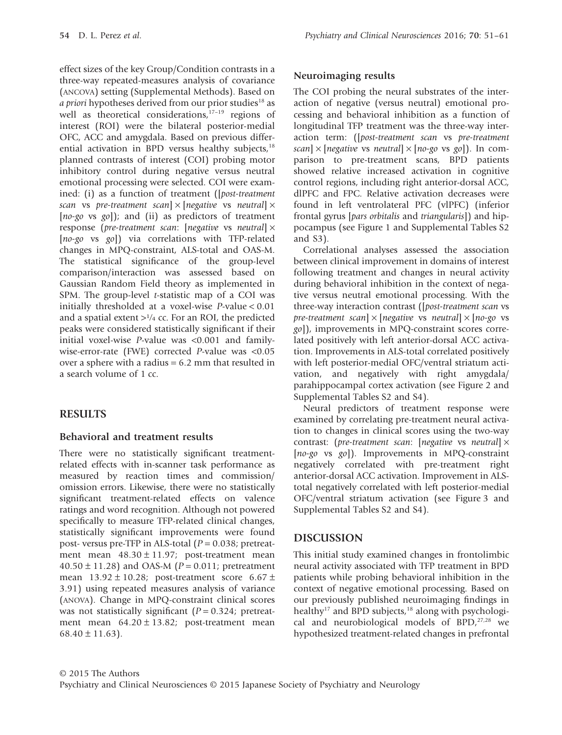effect sizes of the key Group/Condition contrasts in a three-way repeated-measures analysis of covariance (ANCOVA) setting (Supplemental Methods). Based on *a priori* hypotheses derived from our prior studies[18] as well as theoretical considerations,[17–19] regions of interest (ROI) were the bilateral posterior-medial OFC, ACC and amygdala. Based on previous differential activation in BPD versus healthy subjects,[18] planned contrasts of interest (COI) probing motor inhibitory control during negative versus neutral emotional processing were selected. COI were examined: (i) as a function of treatment ([*post-treatment scan* vs *pre-treatment scan*] × [*negative* vs *neutral*] × [*no-go* vs *go*]); and (ii) as predictors of treatment response (*pre-treatment scan*: [*negative* vs *neutral*] × [*no-go* vs *go*]) via correlations with TFP-related changes in MPQ-constraint, ALS-total and OAS-M. The statistical significance of the group-level comparison/interaction was assessed based on Gaussian Random Field theory as implemented in SPM. The group-level *t*-statistic map of a COI was initially thresholded at a voxel-wise $P$-value < 0.01 and a spatial extent >¼ cc. For an ROI, the predicted peaks were considered statistically significant if their initial voxel-wise $P$-value was <0.001 and family-wise-error-rate (FWE) corrected $P$-value was <0.05 over a sphere with a radius = 6.2 mm that resulted in a search volume of 1 cc.

## RESULTS

### Behavioral and treatment results

There were no statistically significant treatment-related effects with in-scanner task performance as measured by reaction times and commission/omission errors. Likewise, there were no statistically significant treatment-related effects on valence ratings and word recognition. Although not powered specifically to measure TFP-related clinical changes, statistically significant improvements were found post- versus pre-TFP in ALS-total ($P = 0.038$; pretreatment mean $48.30 \pm 11.97$; post-treatment mean $40.50 \pm 11.28$) and OAS-M ($P = 0.011$; pretreatment mean $13.92 \pm 10.28$; post-treatment score $6.67 \pm 3.91$) using repeated measures analysis of variance (ANOVA). Change in MPQ-constraint clinical scores was not statistically significant ($P = 0.324$; pretreatment mean $64.20 \pm 13.82$; post-treatment mean $68.40 \pm 11.63$).

### Neuroimaging results

The COI probing the neural substrates of the interaction of negative (versus neutral) emotional processing and behavioral inhibition as a function of longitudinal TFP treatment was the three-way interaction term: ([*post-treatment scan* vs *pre-treatment scan*] × [*negative* vs *neutral*] × [*no-go* vs *go*]). In comparison to pre-treatment scans, BPD patients showed relative increased activation in cognitive control regions, including right anterior-dorsal ACC, dlPFC and FPC. Relative activation decreases were found in left ventrolateral PFC (vlPFC) (inferior frontal gyrus [*pars orbitalis* and *triangularis*]) and hippocampus (see Figure 1 and Supplemental Tables S2 and S3).

Correlational analyses assessed the association between clinical improvement in domains of interest following treatment and changes in neural activity during behavioral inhibition in the context of negative versus neutral emotional processing. With the three-way interaction contrast ([*post-treatment scan* vs *pre-treatment scan*] × [*negative* vs *neutral*] × [*no-go* vs *go*]), improvements in MPQ-constraint scores correlated positively with left anterior-dorsal ACC activation. Improvements in ALS-total correlated positively with left posterior-medial OFC/ventral striatum activation, and negatively with right amygdala/parahippocampal cortex activation (see Figure 2 and Supplemental Tables S2 and S4).

Neural predictors of treatment response were examined by correlating pre-treatment neural activation to changes in clinical scores using the two-way contrast: (*pre-treatment scan*: [*negative* vs *neutral*] × [*no-go* vs *go*]). Improvements in MPQ-constraint negatively correlated with pre-treatment right anterior-dorsal ACC activation. Improvement in ALS-total negatively correlated with left posterior-medial OFC/ventral striatum activation (see Figure 3 and Supplemental Tables S2 and S4).

## DISCUSSION

This initial study examined changes in frontolimbic neural activity associated with TFP treatment in BPD patients while probing behavioral inhibition in the context of negative emotional processing. Based on our previously published neuroimaging findings in healthy[17] and BPD subjects,[18] along with psychological and neurobiological models of BPD,[27,28] we hypothesized treatment-related changes in prefrontal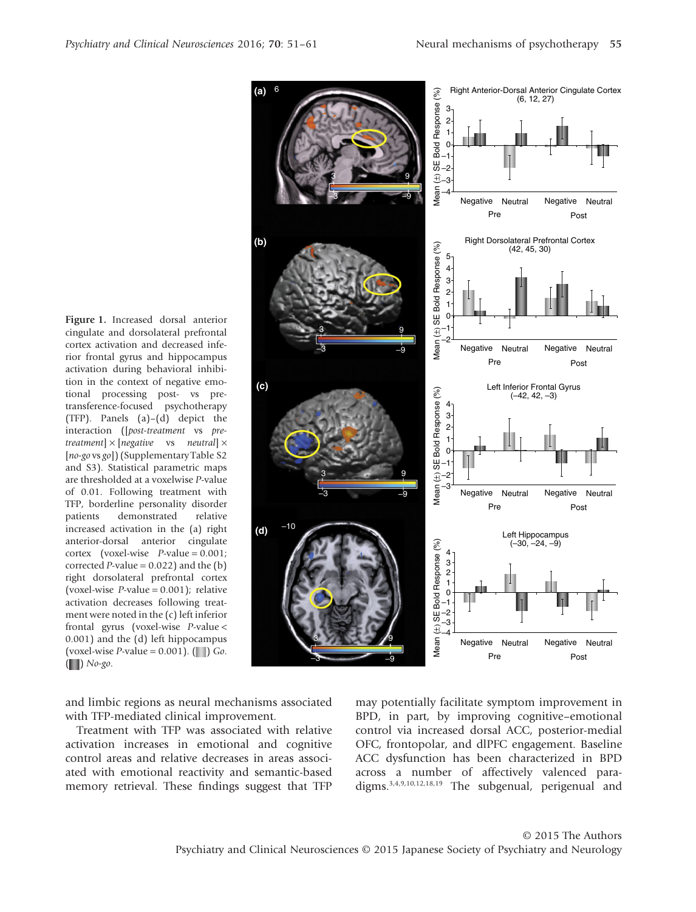Figure 1. Increased dorsal anterior cingulate and dorsolateral prefrontal cortex activation and decreased inferior frontal gyrus and hippocampus activation during behavioral inhibition in the context of negative emotional processing post- vs pre-transference-focused psychotherapy (TFP). Panels (a)–(d) depict the interaction ([*post-treatment* vs *pre-treatment*] × [*negative* vs *neutral*] × [*no-go* vs *go*]) (Supplementary Table S2 and S3). Statistical parametric maps are thresholded at a voxelwise *P*-value of 0.01. Following treatment with TFP, borderline personality disorder patients demonstrated relative increased activation in the (a) right anterior-dorsal anterior cingulate cortex (voxel-wise *P*-value = 0.001; corrected *P*-value = 0.022) and the (b) right dorsolateral prefrontal cortex (voxel-wise *P*-value = 0.001); relative activation decreases following treatment were noted in the (c) left inferior frontal gyrus (voxel-wise *P*-value < 0.001) and the (d) left hippocampus (voxel-wise *P*-value = 0.001). (▯) *Go*. (▮) *No-go*.

and limbic regions as neural mechanisms associated with TFP-mediated clinical improvement.

Treatment with TFP was associated with relative activation increases in emotional and cognitive control areas and relative decreases in areas associated with emotional reactivity and semantic-based memory retrieval. These findings suggest that TFP may potentially facilitate symptom improvement in BPD, in part, by improving cognitive–emotional control via increased dorsal ACC, posterior-medial OFC, frontopolar, and dlPFC engagement. Baseline ACC dysfunction has been characterized in BPD across a number of affectively valenced paradigms.[3,4,9,10,12,18,19] The subgenual, perigenual and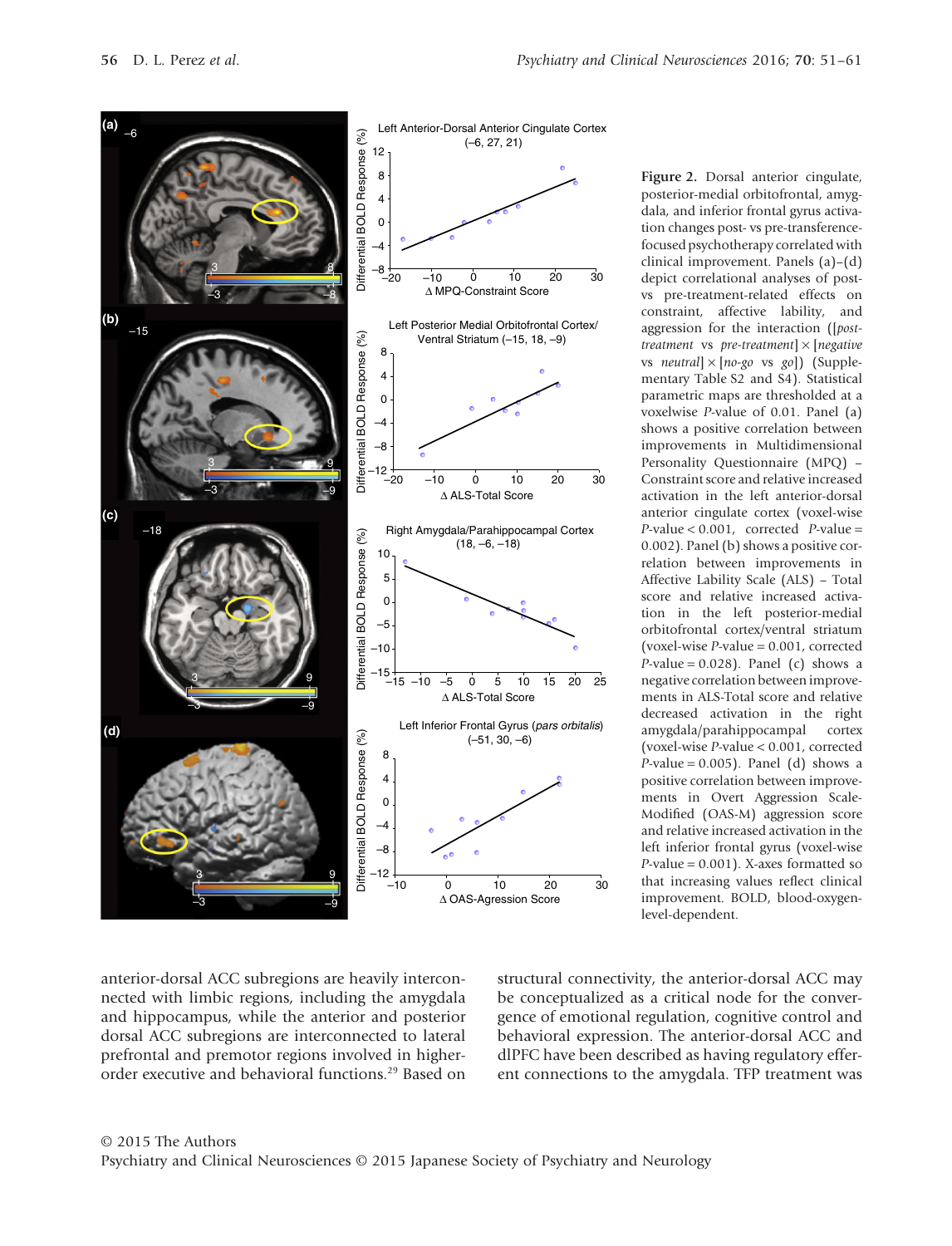**Figure 2.** Dorsal anterior cingulate, posterior-medial orbitofrontal, amygdala, and inferior frontal gyrus activation changes post- vs pre-transference-focused psychotherapy correlated with clinical improvement. Panels (a)–(d) depict correlational analyses of post- vs pre-treatment-related effects on constraint, affective lability, and aggression for the interaction ([*post-treatment* vs *pre-treatment*] × [*negative* vs *neutral*] × [*no-go* vs *go*]) (Supplementary Table S2 and S4). Statistical parametric maps are thresholded at a voxelwise *P*-value of 0.01. Panel (a) shows a positive correlation between improvements in Multidimensional Personality Questionnaire (MPQ) – Constraint score and relative increased activation in the left anterior-dorsal anterior cingulate cortex (voxel-wise *P*-value < 0.001, corrected *P*-value = 0.002). Panel (b) shows a positive correlation between improvements in Affective Lability Scale (ALS) – Total score and relative increased activation in the left posterior-medial orbitofrontal cortex/ventral striatum (voxel-wise *P*-value = 0.001, corrected *P*-value = 0.028). Panel (c) shows a negative correlation between improvements in ALS-Total score and relative decreased activation in the right amygdala/parahippocampal cortex (voxel-wise *P*-value < 0.001, corrected *P*-value = 0.005). Panel (d) shows a positive correlation between improvements in Overt Aggression Scale-Modified (OAS-M) aggression score and relative increased activation in the left inferior frontal gyrus (voxel-wise *P*-value = 0.001). X-axes formatted so that increasing values reflect clinical improvement. BOLD, blood-oxygen-level-dependent.

anterior-dorsal ACC subregions are heavily interconnected with limbic regions, including the amygdala and hippocampus, while the anterior and posterior dorsal ACC subregions are interconnected to lateral prefrontal and premotor regions involved in higher-order executive and behavioral functions.[29] Based on structural connectivity, the anterior-dorsal ACC may be conceptualized as a critical node for the convergence of emotional regulation, cognitive control and behavioral expression. The anterior-dorsal ACC and dlPFC have been described as having regulatory efferent connections to the amygdala. TFP treatment was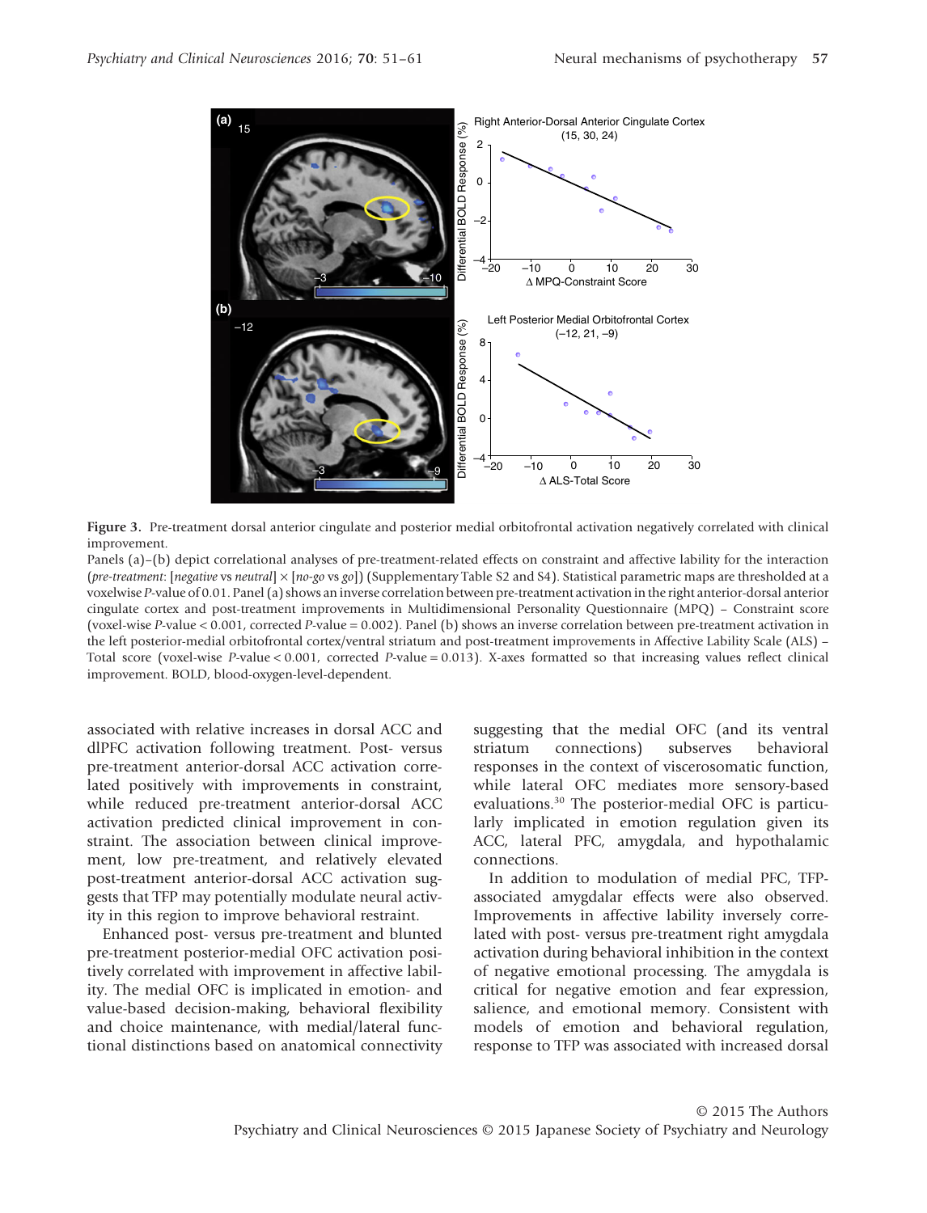**Figure 3.** Pre-treatment dorsal anterior cingulate and posterior medial orbitofrontal activation negatively correlated with clinical improvement.

Panels (a)–(b) depict correlational analyses of pre-treatment-related effects on constraint and affective lability for the interaction (*pre-treatment*: [*negative* vs *neutral*] × [*no-go* vs *go*]) (Supplementary Table S2 and S4). Statistical parametric maps are thresholded at a voxelwise *P*-value of 0.01. Panel (a) shows an inverse correlation between pre-treatment activation in the right anterior-dorsal anterior cingulate cortex and post-treatment improvements in Multidimensional Personality Questionnaire (MPQ) – Constraint score (voxel-wise *P*-value < 0.001, corrected *P*-value = 0.002). Panel (b) shows an inverse correlation between pre-treatment activation in the left posterior-medial orbitofrontal cortex/ventral striatum and post-treatment improvements in Affective Lability Scale (ALS) – Total score (voxel-wise *P*-value < 0.001, corrected *P*-value = 0.013). X-axes formatted so that increasing values reflect clinical improvement. BOLD, blood-oxygen-level-dependent.

associated with relative increases in dorsal ACC and dlPFC activation following treatment. Post- versus pre-treatment anterior-dorsal ACC activation correlated positively with improvements in constraint, while reduced pre-treatment anterior-dorsal ACC activation predicted clinical improvement in constraint. The association between clinical improvement, low pre-treatment, and relatively elevated post-treatment anterior-dorsal ACC activation suggests that TFP may potentially modulate neural activity in this region to improve behavioral restraint.

Enhanced post- versus pre-treatment and blunted pre-treatment posterior-medial OFC activation positively correlated with improvement in affective lability. The medial OFC is implicated in emotion- and value-based decision-making, behavioral flexibility and choice maintenance, with medial/lateral functional distinctions based on anatomical connectivity suggesting that the medial OFC (and its ventral striatum connections) subserves behavioral responses in the context of viscerosomatic function, while lateral OFC mediates more sensory-based evaluations.[30] The posterior-medial OFC is particularly implicated in emotion regulation given its ACC, lateral PFC, amygdala, and hypothalamic connections.

In addition to modulation of medial PFC, TFP-associated amygdalar effects were also observed. Improvements in affective lability inversely correlated with post- versus pre-treatment right amygdala activation during behavioral inhibition in the context of negative emotional processing. The amygdala is critical for negative emotion and fear expression, salience, and emotional memory. Consistent with models of emotion and behavioral regulation, response to TFP was associated with increased dorsal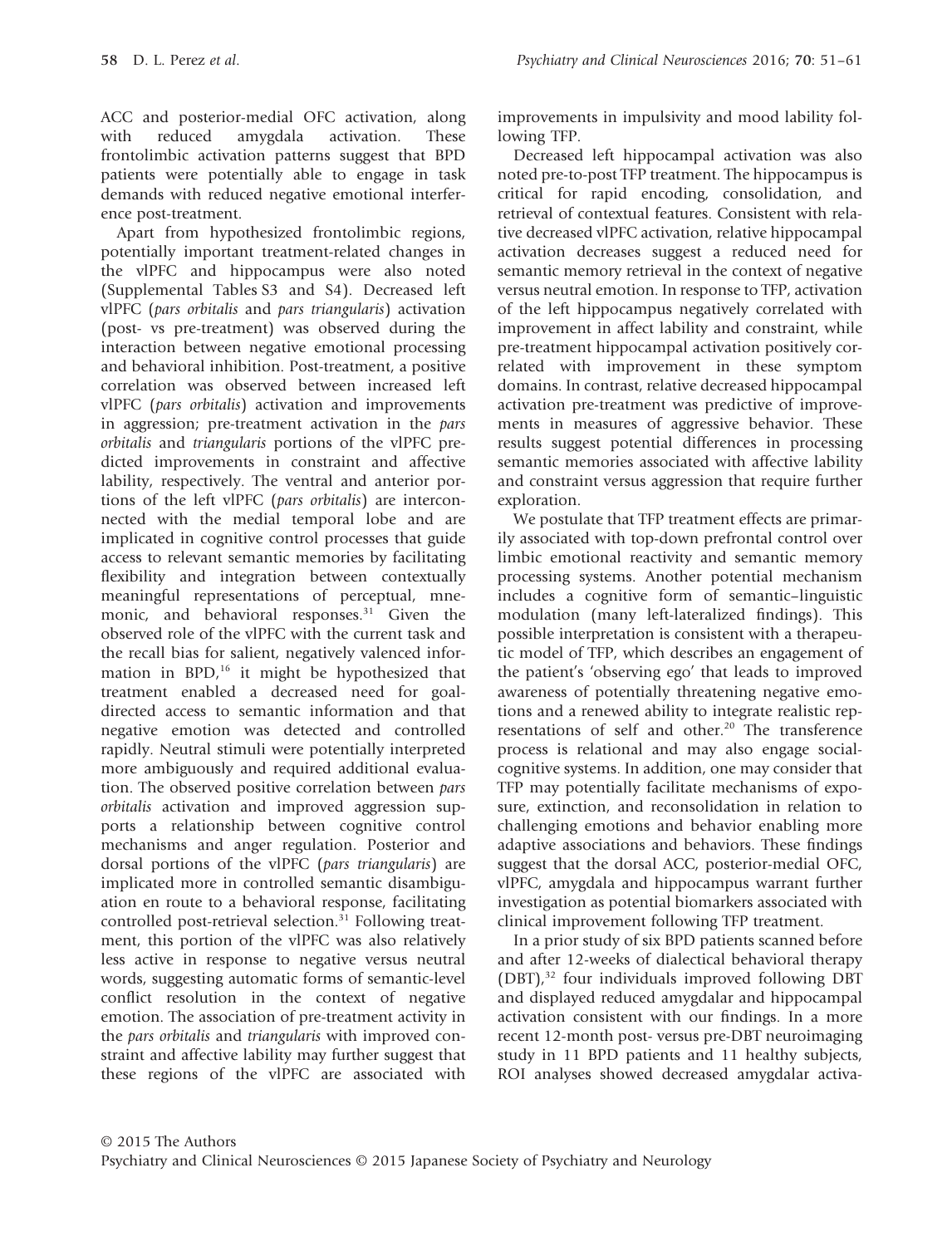ACC and posterior-medial OFC activation, along with reduced amygdala activation. These frontolimbic activation patterns suggest that BPD patients were potentially able to engage in task demands with reduced negative emotional interference post-treatment.

Apart from hypothesized frontolimbic regions, potentially important treatment-related changes in the vlPFC and hippocampus were also noted (Supplemental Tables S3 and S4). Decreased left vlPFC (*pars orbitalis* and *pars triangularis*) activation (post- vs pre-treatment) was observed during the interaction between negative emotional processing and behavioral inhibition. Post-treatment, a positive correlation was observed between increased left vlPFC (*pars orbitalis*) activation and improvements in aggression; pre-treatment activation in the *pars orbitalis* and *triangularis* portions of the vlPFC predicted improvements in constraint and affective lability, respectively. The ventral and anterior portions of the left vlPFC (*pars orbitalis*) are interconnected with the medial temporal lobe and are implicated in cognitive control processes that guide access to relevant semantic memories by facilitating flexibility and integration between contextually meaningful representations of perceptual, mnemonic, and behavioral responses.[31] Given the observed role of the vlPFC with the current task and the recall bias for salient, negatively valenced information in BPD,[16] it might be hypothesized that treatment enabled a decreased need for goal-directed access to semantic information and that negative emotion was detected and controlled rapidly. Neutral stimuli were potentially interpreted more ambiguously and required additional evaluation. The observed positive correlation between *pars orbitalis* activation and improved aggression supports a relationship between cognitive control mechanisms and anger regulation. Posterior and dorsal portions of the vlPFC (*pars triangularis*) are implicated more in controlled semantic disambiguation en route to a behavioral response, facilitating controlled post-retrieval selection.[31] Following treatment, this portion of the vlPFC was also relatively less active in response to negative versus neutral words, suggesting automatic forms of semantic-level conflict resolution in the context of negative emotion. The association of pre-treatment activity in the *pars orbitalis* and *triangularis* with improved constraint and affective lability may further suggest that these regions of the vlPFC are associated with improvements in impulsivity and mood lability following TFP.

Decreased left hippocampal activation was also noted pre-to-post TFP treatment. The hippocampus is critical for rapid encoding, consolidation, and retrieval of contextual features. Consistent with relative decreased vlPFC activation, relative hippocampal activation decreases suggest a reduced need for semantic memory retrieval in the context of negative versus neutral emotion. In response to TFP, activation of the left hippocampus negatively correlated with improvement in affect lability and constraint, while pre-treatment hippocampal activation positively correlated with improvement in these symptom domains. In contrast, relative decreased hippocampal activation pre-treatment was predictive of improvements in measures of aggressive behavior. These results suggest potential differences in processing semantic memories associated with affective lability and constraint versus aggression that require further exploration.

We postulate that TFP treatment effects are primarily associated with top-down prefrontal control over limbic emotional reactivity and semantic memory processing systems. Another potential mechanism includes a cognitive form of semantic–linguistic modulation (many left-lateralized findings). This possible interpretation is consistent with a therapeutic model of TFP, which describes an engagement of the patient's 'observing ego' that leads to improved awareness of potentially threatening negative emotions and a renewed ability to integrate realistic representations of self and other.[20] The transference process is relational and may also engage social-cognitive systems. In addition, one may consider that TFP may potentially facilitate mechanisms of exposure, extinction, and reconsolidation in relation to challenging emotions and behavior enabling more adaptive associations and behaviors. These findings suggest that the dorsal ACC, posterior-medial OFC, vlPFC, amygdala and hippocampus warrant further investigation as potential biomarkers associated with clinical improvement following TFP treatment.

In a prior study of six BPD patients scanned before and after 12-weeks of dialectical behavioral therapy (DBT),[32] four individuals improved following DBT and displayed reduced amygdalar and hippocampal activation consistent with our findings. In a more recent 12-month post- versus pre-DBT neuroimaging study in 11 BPD patients and 11 healthy subjects, ROI analyses showed decreased amygdalar activa-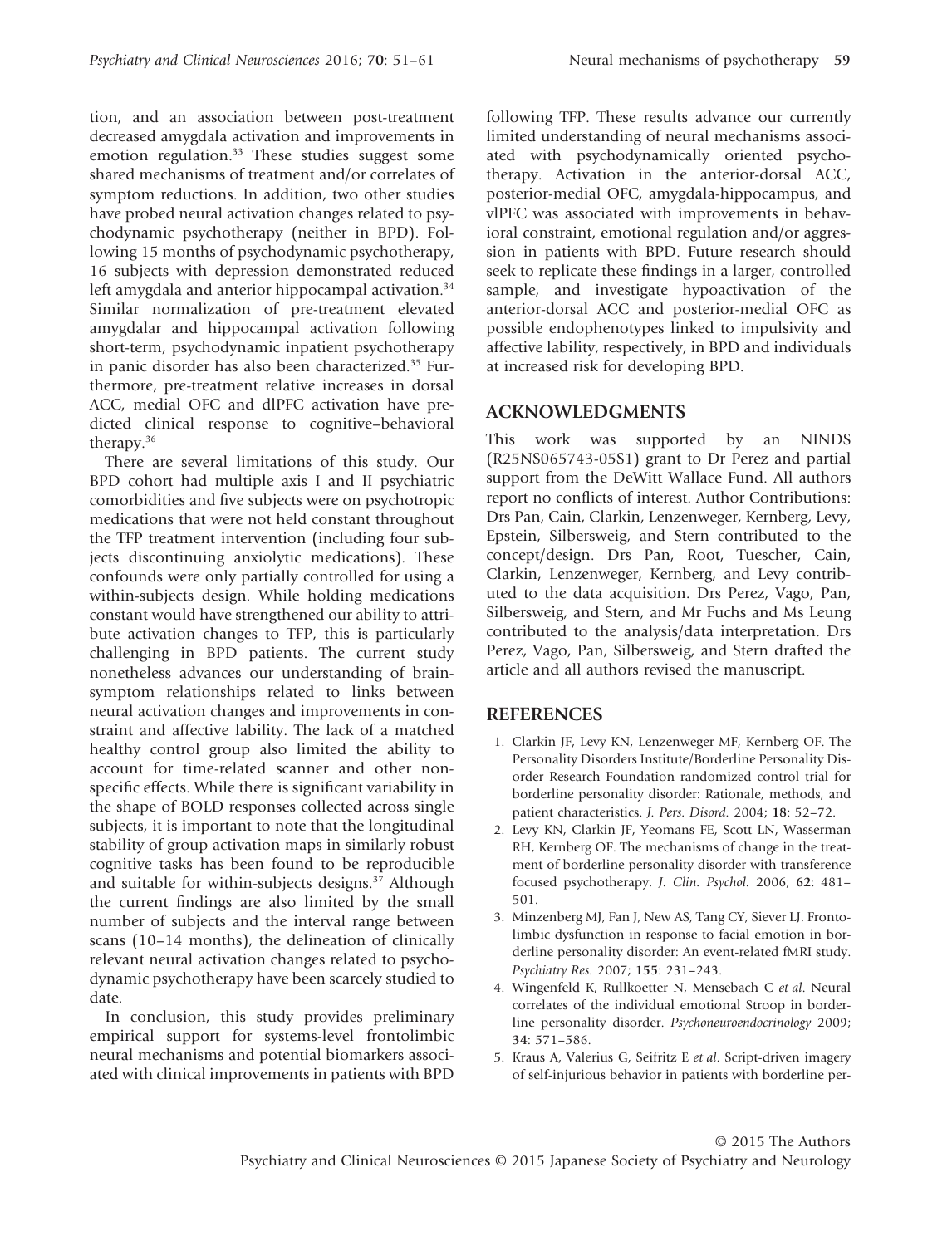tion, and an association between post-treatment decreased amygdala activation and improvements in emotion regulation.[33] These studies suggest some shared mechanisms of treatment and/or correlates of symptom reductions. In addition, two other studies have probed neural activation changes related to psychodynamic psychotherapy (neither in BPD). Following 15 months of psychodynamic psychotherapy, 16 subjects with depression demonstrated reduced left amygdala and anterior hippocampal activation.[34] Similar normalization of pre-treatment elevated amygdalar and hippocampal activation following short-term, psychodynamic inpatient psychotherapy in panic disorder has also been characterized.[35] Furthermore, pre-treatment relative increases in dorsal ACC, medial OFC and dlPFC activation have predicted clinical response to cognitive–behavioral therapy.[36]

There are several limitations of this study. Our BPD cohort had multiple axis I and II psychiatric comorbidities and five subjects were on psychotropic medications that were not held constant throughout the TFP treatment intervention (including four subjects discontinuing anxiolytic medications). These confounds were only partially controlled for using a within-subjects design. While holding medications constant would have strengthened our ability to attribute activation changes to TFP, this is particularly challenging in BPD patients. The current study nonetheless advances our understanding of brain-symptom relationships related to links between neural activation changes and improvements in constraint and affective lability. The lack of a matched healthy control group also limited the ability to account for time-related scanner and other non-specific effects. While there is significant variability in the shape of BOLD responses collected across single subjects, it is important to note that the longitudinal stability of group activation maps in similarly robust cognitive tasks has been found to be reproducible and suitable for within-subjects designs.[37] Although the current findings are also limited by the small number of subjects and the interval range between scans (10–14 months), the delineation of clinically relevant neural activation changes related to psychodynamic psychotherapy have been scarcely studied to date.

In conclusion, this study provides preliminary empirical support for systems-level frontolimbic neural mechanisms and potential biomarkers associated with clinical improvements in patients with BPD following TFP. These results advance our currently limited understanding of neural mechanisms associated with psychodynamically oriented psychotherapy. Activation in the anterior-dorsal ACC, posterior-medial OFC, amygdala-hippocampus, and vlPFC was associated with improvements in behavioral constraint, emotional regulation and/or aggression in patients with BPD. Future research should seek to replicate these findings in a larger, controlled sample, and investigate hypoactivation of the anterior-dorsal ACC and posterior-medial OFC as possible endophenotypes linked to impulsivity and affective lability, respectively, in BPD and individuals at increased risk for developing BPD.

## ACKNOWLEDGMENTS

This work was supported by an NINDS (R25NS065743-05S1) grant to Dr Perez and partial support from the DeWitt Wallace Fund. All authors report no conflicts of interest. Author Contributions: Drs Pan, Cain, Clarkin, Lenzenweger, Kernberg, Levy, Epstein, Silbersweig, and Stern contributed to the concept/design. Drs Pan, Root, Tuescher, Cain, Clarkin, Lenzenweger, Kernberg, and Levy contributed to the data acquisition. Drs Perez, Vago, Pan, Silbersweig, and Stern, and Mr Fuchs and Ms Leung contributed to the analysis/data interpretation. Drs Perez, Vago, Pan, Silbersweig, and Stern drafted the article and all authors revised the manuscript.

## REFERENCES

1. Clarkin JF, Levy KN, Lenzenweger MF, Kernberg OF. The Personality Disorders Institute/Borderline Personality Disorder Research Foundation randomized control trial for borderline personality disorder: Rationale, methods, and patient characteristics. *J. Pers. Disord.* 2004; **18**: 52–72.
2. Levy KN, Clarkin JF, Yeomans FE, Scott LN, Wasserman RH, Kernberg OF. The mechanisms of change in the treatment of borderline personality disorder with transference focused psychotherapy. *J. Clin. Psychol.* 2006; **62**: 481–501.
3. Minzenberg MJ, Fan J, New AS, Tang CY, Siever LJ. Fronto-limbic dysfunction in response to facial emotion in borderline personality disorder: An event-related fMRI study. *Psychiatry Res.* 2007; **155**: 231–243.
4. Wingenfeld K, Rullkoetter N, Mensebach C *et al.* Neural correlates of the individual emotional Stroop in borderline personality disorder. *Psychoneuroendocrinology* 2009; **34**: 571–586.
5. Kraus A, Valerius G, Seifritz E *et al.* Script-driven imagery of self-injurious behavior in patients with borderline per-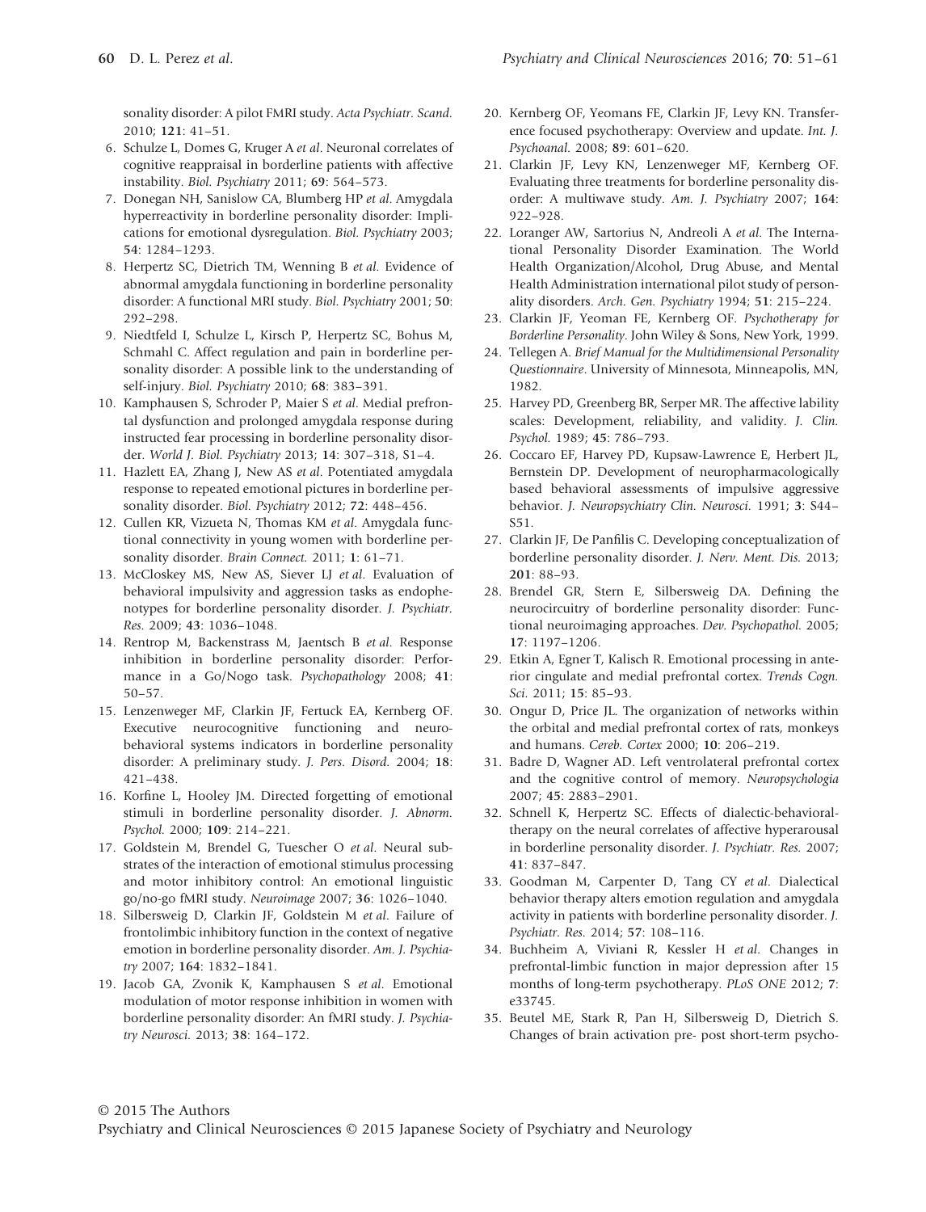sonality disorder: A pilot FMRI study. *Acta Psychiatr. Scand.* 2010; **121**: 41–51.

6. Schulze L, Domes G, Kruger A *et al*. Neuronal correlates of cognitive reappraisal in borderline patients with affective instability. *Biol. Psychiatry* 2011; **69**: 564–573.
7. Donegan NH, Sanislow CA, Blumberg HP *et al*. Amygdala hyperreactivity in borderline personality disorder: Implications for emotional dysregulation. *Biol. Psychiatry* 2003; **54**: 1284–1293.
8. Herpertz SC, Dietrich TM, Wenning B *et al*. Evidence of abnormal amygdala functioning in borderline personality disorder: A functional MRI study. *Biol. Psychiatry* 2001; **50**: 292–298.
9. Niedtfeld I, Schulze L, Kirsch P, Herpertz SC, Bohus M, Schmahl C. Affect regulation and pain in borderline personality disorder: A possible link to the understanding of self-injury. *Biol. Psychiatry* 2010; **68**: 383–391.
10. Kamphausen S, Schroder P, Maier S *et al*. Medial prefrontal dysfunction and prolonged amygdala response during instructed fear processing in borderline personality disorder. *World J. Biol. Psychiatry* 2013; **14**: 307–318, S1–4.
11. Hazlett EA, Zhang J, New AS *et al*. Potentiated amygdala response to repeated emotional pictures in borderline personality disorder. *Biol. Psychiatry* 2012; **72**: 448–456.
12. Cullen KR, Vizueta N, Thomas KM *et al*. Amygdala functional connectivity in young women with borderline personality disorder. *Brain Connect.* 2011; **1**: 61–71.
13. McCloskey MS, New AS, Siever LJ *et al*. Evaluation of behavioral impulsivity and aggression tasks as endophenotypes for borderline personality disorder. *J. Psychiatr. Res.* 2009; **43**: 1036–1048.
14. Rentrop M, Backenstrass M, Jaentsch B *et al*. Response inhibition in borderline personality disorder: Performance in a Go/Nogo task. *Psychopathology* 2008; **41**: 50–57.
15. Lenzenweger MF, Clarkin JF, Fertuck EA, Kernberg OF. Executive neurocognitive functioning and neurobehavioral systems indicators in borderline personality disorder: A preliminary study. *J. Pers. Disord.* 2004; **18**: 421–438.
16. Korfine L, Hooley JM. Directed forgetting of emotional stimuli in borderline personality disorder. *J. Abnorm. Psychol.* 2000; **109**: 214–221.
17. Goldstein M, Brendel G, Tuescher O *et al*. Neural substrates of the interaction of emotional stimulus processing and motor inhibitory control: An emotional linguistic go/no-go fMRI study. *Neuroimage* 2007; **36**: 1026–1040.
18. Silbersweig D, Clarkin JF, Goldstein M *et al*. Failure of frontolimbic inhibitory function in the context of negative emotion in borderline personality disorder. *Am. J. Psychiatry* 2007; **164**: 1832–1841.
19. Jacob GA, Zvonik K, Kamphausen S *et al*. Emotional modulation of motor response inhibition in women with borderline personality disorder: An fMRI study. *J. Psychiatry Neurosci.* 2013; **38**: 164–172.
20. Kernberg OF, Yeomans FE, Clarkin JF, Levy KN. Transference focused psychotherapy: Overview and update. *Int. J. Psychoanal.* 2008; **89**: 601–620.
21. Clarkin JF, Levy KN, Lenzenweger MF, Kernberg OF. Evaluating three treatments for borderline personality disorder: A multiwave study. *Am. J. Psychiatry* 2007; **164**: 922–928.
22. Loranger AW, Sartorius N, Andreoli A *et al*. The International Personality Disorder Examination. The World Health Organization/Alcohol, Drug Abuse, and Mental Health Administration international pilot study of personality disorders. *Arch. Gen. Psychiatry* 1994; **51**: 215–224.
23. Clarkin JF, Yeoman FE, Kernberg OF. *Psychotherapy for Borderline Personality*. John Wiley & Sons, New York, 1999.
24. Tellegen A. *Brief Manual for the Multidimensional Personality Questionnaire*. University of Minnesota, Minneapolis, MN, 1982.
25. Harvey PD, Greenberg BR, Serper MR. The affective lability scales: Development, reliability, and validity. *J. Clin. Psychol.* 1989; **45**: 786–793.
26. Coccaro EF, Harvey PD, Kupsaw-Lawrence E, Herbert JL, Bernstein DP. Development of neuropharmacologically based behavioral assessments of impulsive aggressive behavior. *J. Neuropsychiatry Clin. Neurosci.* 1991; **3**: S44–S51.
27. Clarkin JF, De Panfilis C. Developing conceptualization of borderline personality disorder. *J. Nerv. Ment. Dis.* 2013; **201**: 88–93.
28. Brendel GR, Stern E, Silbersweig DA. Defining the neurocircuitry of borderline personality disorder: Functional neuroimaging approaches. *Dev. Psychopathol.* 2005; **17**: 1197–1206.
29. Etkin A, Egner T, Kalisch R. Emotional processing in anterior cingulate and medial prefrontal cortex. *Trends Cogn. Sci.* 2011; **15**: 85–93.
30. Ongur D, Price JL. The organization of networks within the orbital and medial prefrontal cortex of rats, monkeys and humans. *Cereb. Cortex* 2000; **10**: 206–219.
31. Badre D, Wagner AD. Left ventrolateral prefrontal cortex and the cognitive control of memory. *Neuropsychologia* 2007; **45**: 2883–2901.
32. Schnell K, Herpertz SC. Effects of dialectic-behavioral-therapy on the neural correlates of affective hyperarousal in borderline personality disorder. *J. Psychiatr. Res.* 2007; **41**: 837–847.
33. Goodman M, Carpenter D, Tang CY *et al*. Dialectical behavior therapy alters emotion regulation and amygdala activity in patients with borderline personality disorder. *J. Psychiatr. Res.* 2014; **57**: 108–116.
34. Buchheim A, Viviani R, Kessler H *et al*. Changes in prefrontal-limbic function in major depression after 15 months of long-term psychotherapy. *PLoS ONE* 2012; **7**: e33745.
35. Beutel ME, Stark R, Pan H, Silbersweig D, Dietrich S. Changes of brain activation pre- post short-term psycho-

© 2015 The Authors
Psychiatry and Clinical Neurosciences © 2015 Japanese Society of Psychiatry and Neurology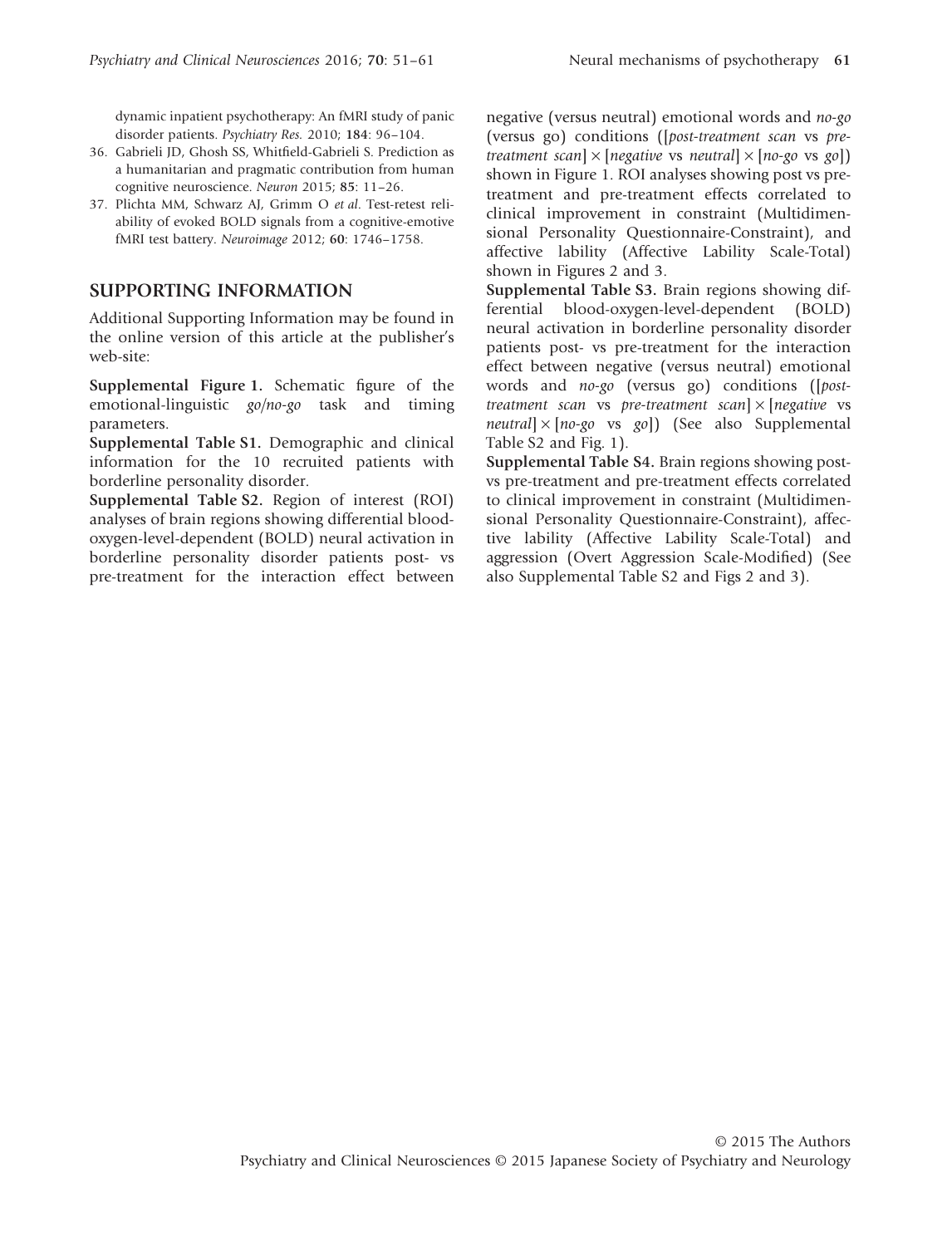dynamic inpatient psychotherapy: An fMRI study of panic disorder patients. *Psychiatry Res.* 2010; **184**: 96–104.

36. Gabrieli JD, Ghosh SS, Whitfield-Gabrieli S. Prediction as a humanitarian and pragmatic contribution from human cognitive neuroscience. *Neuron* 2015; **85**: 11–26.
37. Plichta MM, Schwarz AJ, Grimm O *et al.* Test-retest reliability of evoked BOLD signals from a cognitive-emotive fMRI test battery. *Neuroimage* 2012; **60**: 1746–1758.

## SUPPORTING INFORMATION

Additional Supporting Information may be found in the online version of this article at the publisher's web-site:

**Supplemental Figure 1.** Schematic figure of the emotional-linguistic *go/no-go* task and timing parameters.

**Supplemental Table S1.** Demographic and clinical information for the 10 recruited patients with borderline personality disorder.

**Supplemental Table S2.** Region of interest (ROI) analyses of brain regions showing differential blood-oxygen-level-dependent (BOLD) neural activation in borderline personality disorder patients post- vs pre-treatment for the interaction effect between negative (versus neutral) emotional words and *no-go* (versus go) conditions ([*post-treatment scan* vs *pre-treatment scan*] × [*negative* vs *neutral*] × [*no-go* vs *go*]) shown in Figure 1. ROI analyses showing post vs pre-treatment and pre-treatment effects correlated to clinical improvement in constraint (Multidimensional Personality Questionnaire-Constraint), and affective lability (Affective Lability Scale-Total) shown in Figures 2 and 3.

**Supplemental Table S3.** Brain regions showing differential blood-oxygen-level-dependent (BOLD) neural activation in borderline personality disorder patients post- vs pre-treatment for the interaction effect between negative (versus neutral) emotional words and *no-go* (versus go) conditions ([*post-treatment scan* vs *pre-treatment scan*] × [*negative* vs *neutral*] × [*no-go* vs *go*]) (See also Supplemental Table S2 and Fig. 1).

**Supplemental Table S4.** Brain regions showing post- vs pre-treatment and pre-treatment effects correlated to clinical improvement in constraint (Multidimensional Personality Questionnaire-Constraint), affective lability (Affective Lability Scale-Total) and aggression (Overt Aggression Scale-Modified) (See also Supplemental Table S2 and Figs 2 and 3).

© 2015 The Authors
Psychiatry and Clinical Neurosciences © 2015 Japanese Society of Psychiatry and Neurology